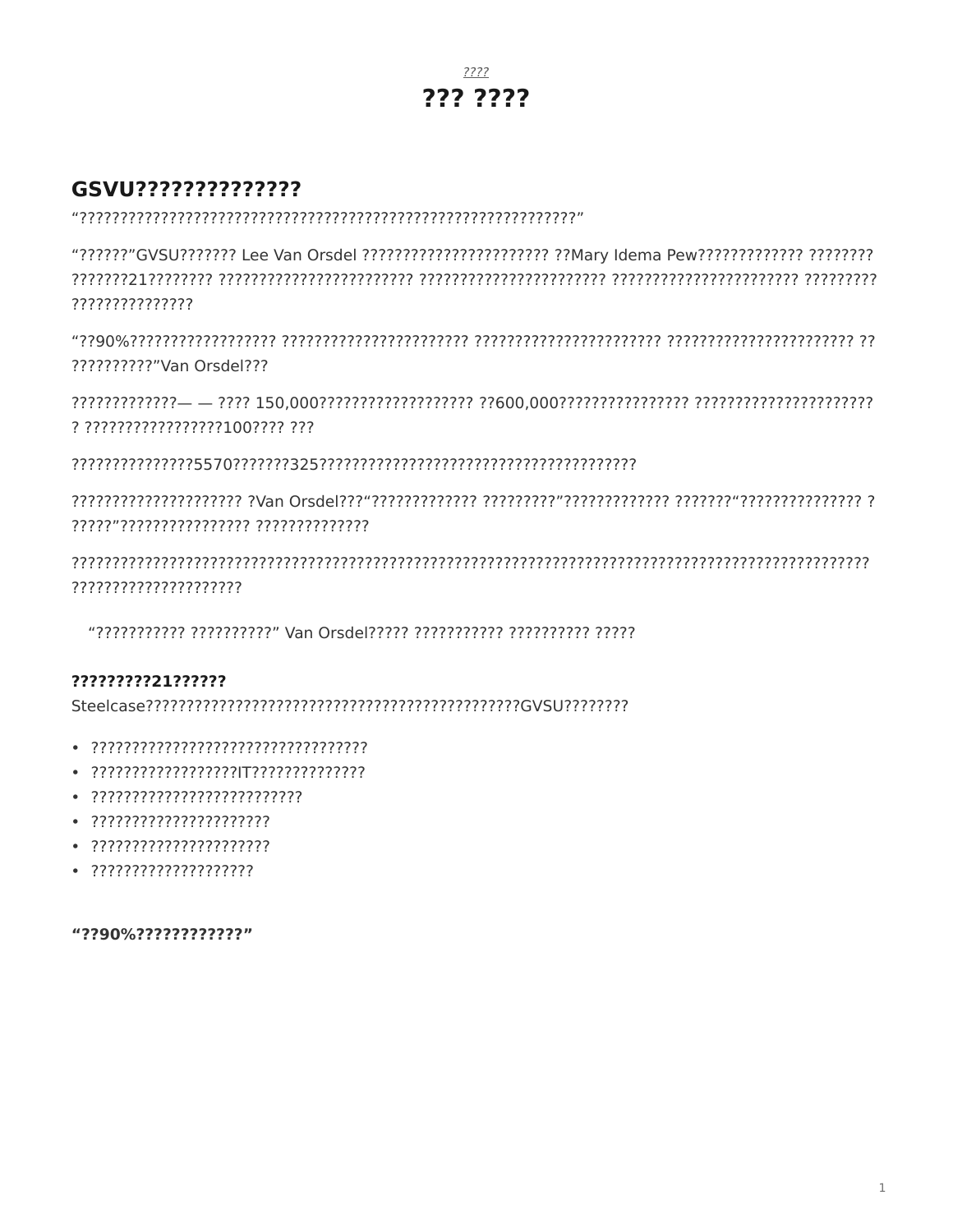????

# ??? ????

## GSVU??????????????

“???????????????????????????????????????????????????????????”

“??????”GVSU??????? Lee Van Orsdel ??????????????????????? ??Mary Idema Pew????????????? ???????? ???????21???????? ???????????????????????? ?????????????????????? ??????????????????????? ????????? ???????????????

“??90%?????????????????? ?????????????????????? ?????????????????????? ??????????????????????? ?? ??????????”Van Orsdel???

?????????????— — ???? 150,000??????????????????? ??600,000???????????????? ?????????????????????? ? ?????????????????100???? ???

???????????????5570???????325??????????????????????????????????????

???????????????????? ?Van Orsdel???“????????????? ?????????”????????????? ???????“??????????????? ??????”??????????????? ??????????????

?????????????????????????????????????????????????????????????????????????????????????????? ????????????????????

“??????????? ??????????” Van Orsdel????? ??????????? ?????????? ?????

**?????????21??????**

Steelcase?????????????????????????????????????????????GVSU????????

- ??????????????????????????????????
- ??????????????????IT??????????????
- ??????????????????????????
- ??????????????????????
- ??????????????????????
- ????????????????????

**“??90%????????????”**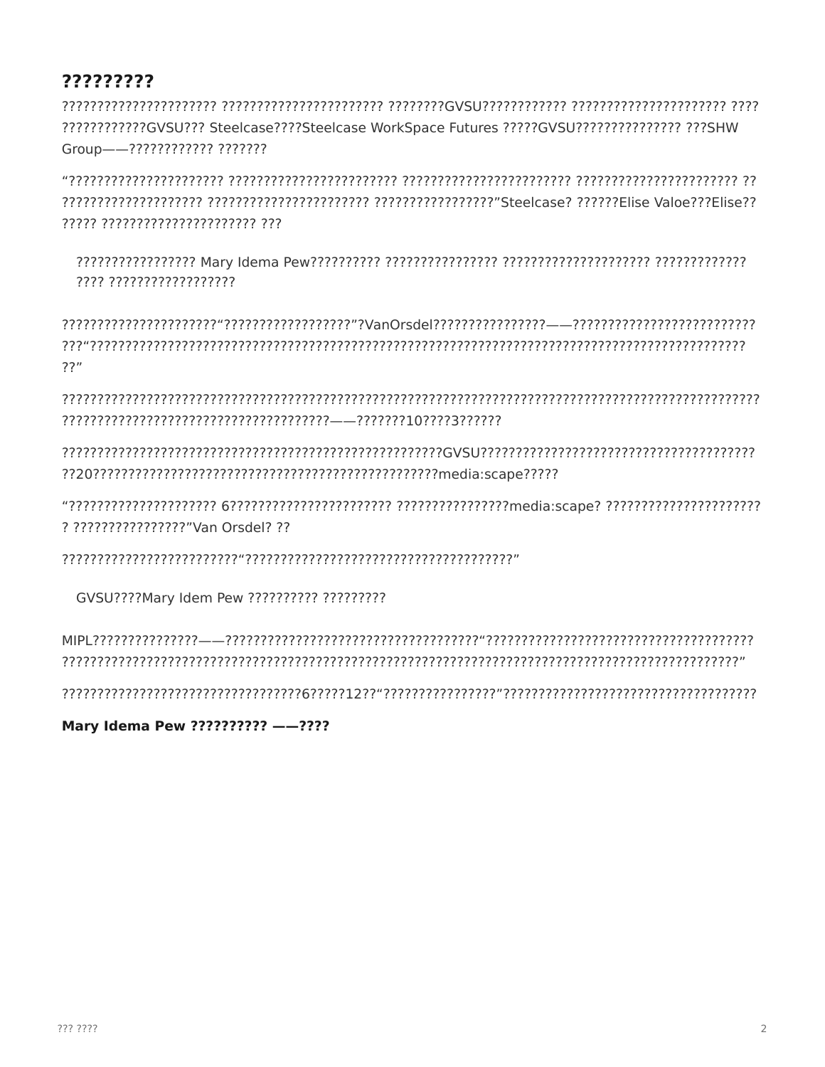## ?????????

?????????????????????? ??????????????????????? ????????GVSU???????????? ?????????????????????? ???? ????????????GVSU??? Steelcase????Steelcase WorkSpace Futures ?????GVSU??????????????? ???SHW Group——???????????? ???????

"?????????????????????? ???????????????????????? ??????????????????????? ??????????????????????? ?? ???????????????????? ?????????????????????? ?????????????????"Steelcase? ??????Elise Valoe???Elise?? ????? ?????????????????????? ???

> ????????????????? Mary Idema Pew?????????? ???????????????? ????????????????????? ????????????? ???? ??????????????????

??????????????????????"??????????????????"?VanOrsdel????????????????——?????????????????????????? ???"???????????????????????????????????????????????????????????????????????????????????? ??"

??????????????????????????????????????????????????????????????????????????????????????????????? ??????????????????????????????????????——???????10????3??????

??????????????????????????????????????????????????????GVSU?????????????????????????????????????? ??20?????????????????????????????????????????????????media:scape?????

"????????????????????? 6?????????????????????? ????????????????media:scape? ????????????????????? ? ????????????????"Van Orsdel? ??

?????????????????????????"???????????????????????????????????????"

> GVSU????Mary Idem Pew ?????????? ?????????

MIPL???????????????——?????????????????????????????????????"?????????????????????????????????????? ??????????????????????????????????????????????????????????????????????????????????????????"

??????????????????????????????????6?????12??"????????????????"????????????????????????????????????

**Mary Idema Pew ?????????? ——????**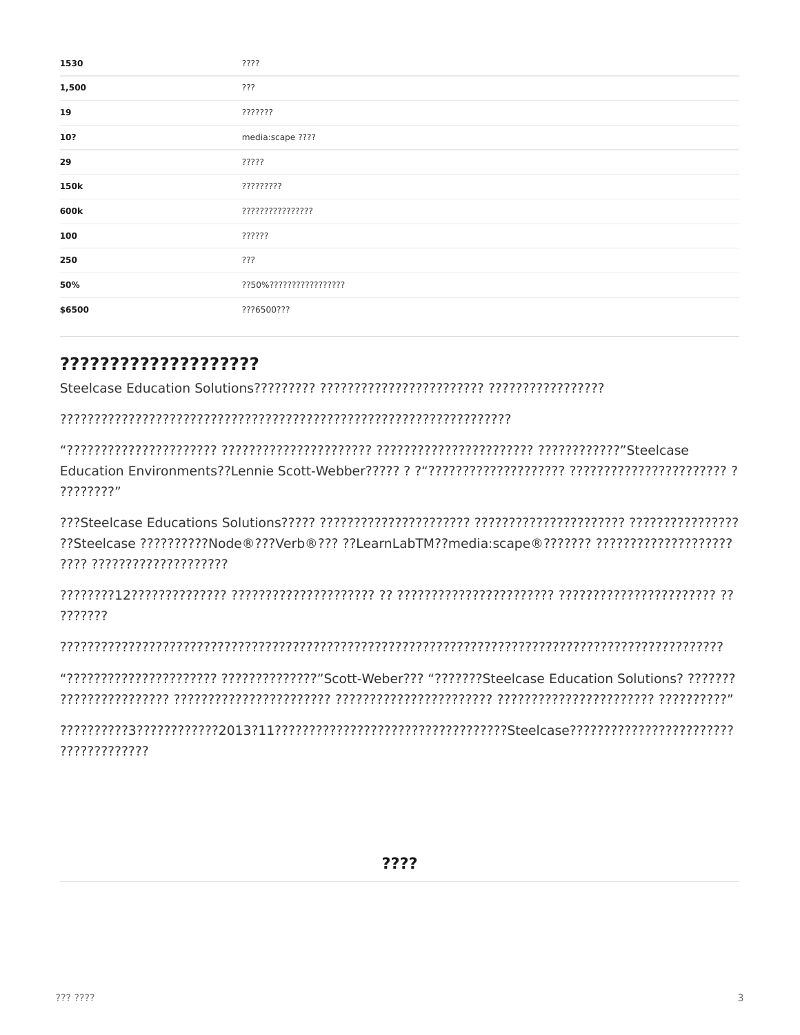| | |
|---|---|
| **1530** | ???? |
| **1,500** | ??? |
| **19** | ??????? |
| **10?** | media:scape ???? |
| **29** | ????? |
| **150k** | ????????? |
| **600k** | ??????????????? |
| **100** | ?????? |
| **250** | ??? |
| **50%** | ??50%????????????????? |
| **$6500** | ???6500??? |

## ????????????????????

Steelcase Education Solutions????????? ???????????????????????? ?????????????????

?????????????????????????????????????????????????????????????????????

“?????????????????????? ?????????????????????? ?????????????????????? ????????????”Steelcase Education Environments??Lennie Scott-Webber????? ? ?“???????????????????? ??????????????????????? ? ????????”

???Steelcase Educations Solutions????? ?????????????????????? ?????????????????????? ???????????????? ??Steelcase ??????????Node®???Verb®??? ??LearnLabTM??media:scape®??????? ???????????????????? ???? ????????????????????

????????12??????????????? ????????????????????? ?? ??????????????????????? ??????????????????????? ?? ???????

??????????????????????????????????????????????????????????????????????????????????????????????????

“?????????????????????? ??????????????”Scott-Weber??? “???????Steelcase Education Solutions? ??????? ???????????????? ??????????????????????? ?????????????????????? ??????????????????????? ??????????”

??????????3????????????2013?11???????????????????????????????????Steelcase???????????????????????? ?????????????

**????**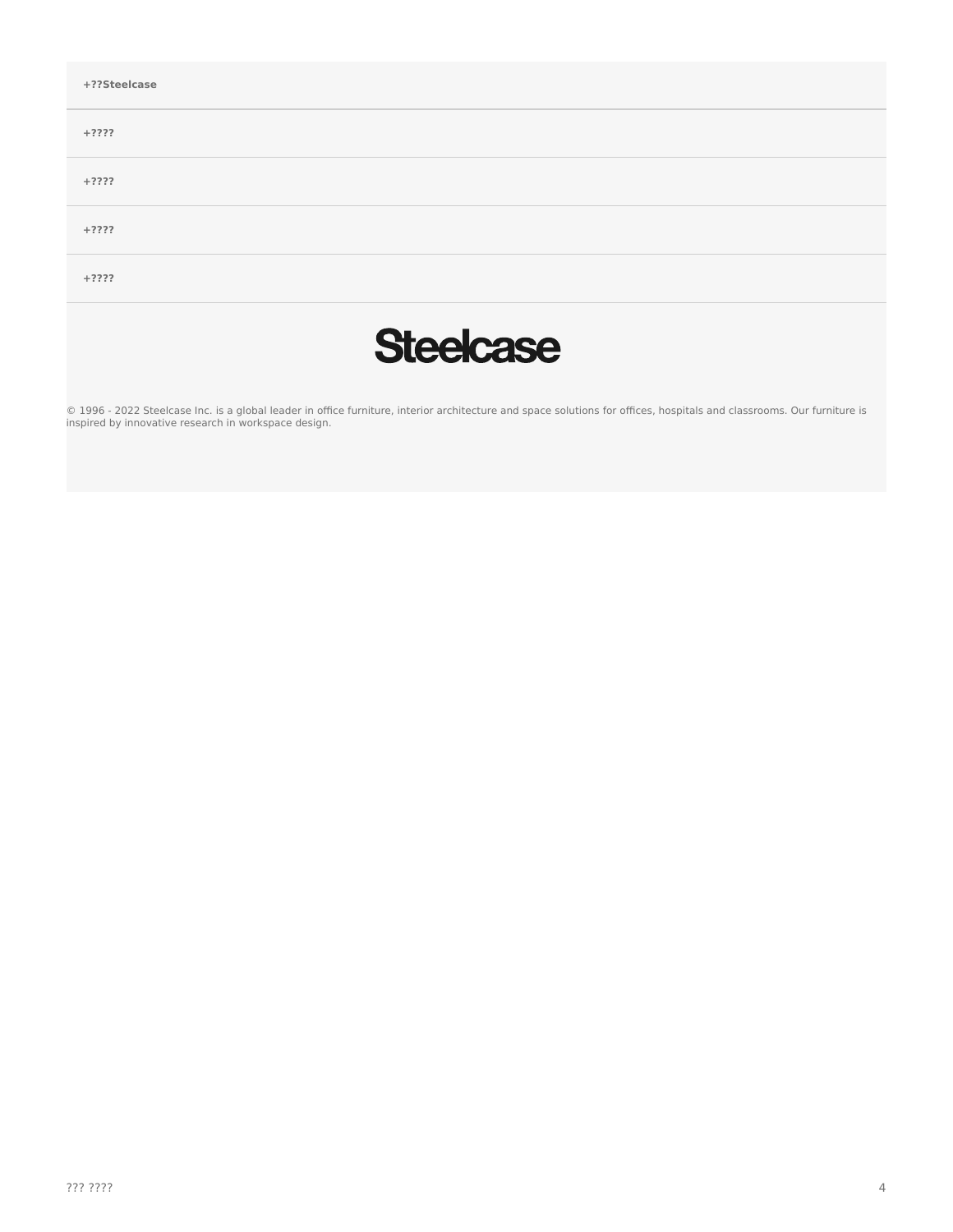**+??Steelcase**

**+????**

**+????**

**+????**

**+????**

Steelcase

© 1996 - 2022 Steelcase Inc. is a global leader in office furniture, interior architecture and space solutions for offices, hospitals and classrooms. Our furniture is inspired by innovative research in workspace design.